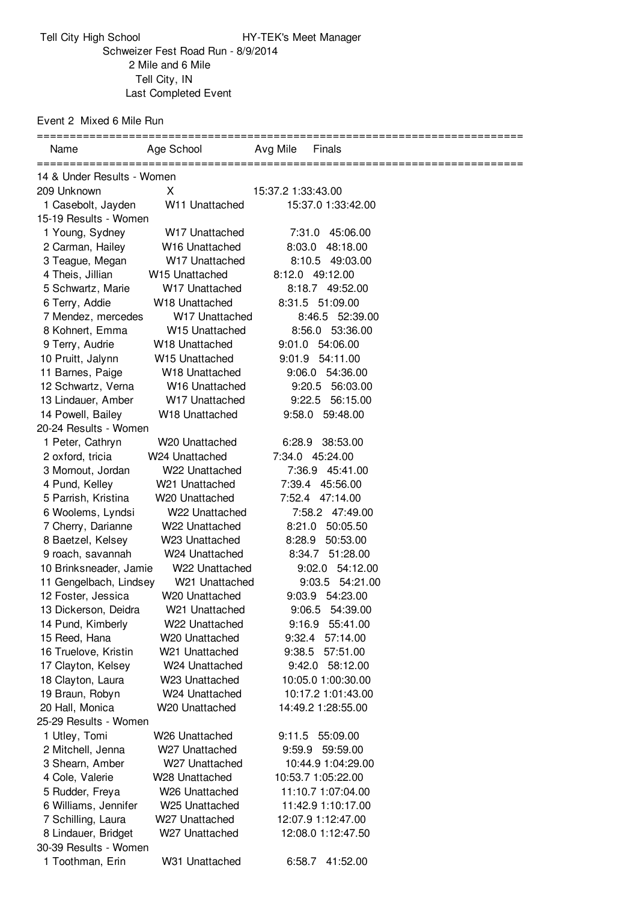Tell City High School — HY-TEK's Meet Manager

Schweizer Fest Road Run - 8/9/2014

2 Mile and 6 Mile

Tell City, IN

Last Completed Event

## Event 2 Mixed 6 Mile Run

| Place | Name | Age | School | Avg Mile | Finals |
|---|---|---|---|---|---|
| **14 & Under Results - Women** | | | | | |
| 209 | Unknown | X | | 15:37.2 | 1:33:43.00 |
| 1 | Casebolt, Jayden | W11 | Unattached | 15:37.0 | 1:33:42.00 |
| **15-19 Results - Women** | | | | | |
| 1 | Young, Sydney | W17 | Unattached | 7:31.0 | 45:06.00 |
| 2 | Carman, Hailey | W16 | Unattached | 8:03.0 | 48:18.00 |
| 3 | Teague, Megan | W17 | Unattached | 8:10.5 | 49:03.00 |
| 4 | Theis, Jillian | W15 | Unattached | 8:12.0 | 49:12.00 |
| 5 | Schwartz, Marie | W17 | Unattached | 8:18.7 | 49:52.00 |
| 6 | Terry, Addie | W18 | Unattached | 8:31.5 | 51:09.00 |
| 7 | Mendez, mercedes | W17 | Unattached | 8:46.5 | 52:39.00 |
| 8 | Kohnert, Emma | W15 | Unattached | 8:56.0 | 53:36.00 |
| 9 | Terry, Audrie | W18 | Unattached | 9:01.0 | 54:06.00 |
| 10 | Pruitt, Jalynn | W15 | Unattached | 9:01.9 | 54:11.00 |
| 11 | Barnes, Paige | W18 | Unattached | 9:06.0 | 54:36.00 |
| 12 | Schwartz, Verna | W16 | Unattached | 9:20.5 | 56:03.00 |
| 13 | Lindauer, Amber | W17 | Unattached | 9:22.5 | 56:15.00 |
| 14 | Powell, Bailey | W18 | Unattached | 9:58.0 | 59:48.00 |
| **20-24 Results - Women** | | | | | |
| 1 | Peter, Cathryn | W20 | Unattached | 6:28.9 | 38:53.00 |
| 2 | oxford, tricia | W24 | Unattached | 7:34.0 | 45:24.00 |
| 3 | Mornout, Jordan | W22 | Unattached | 7:36.9 | 45:41.00 |
| 4 | Pund, Kelley | W21 | Unattached | 7:39.4 | 45:56.00 |
| 5 | Parrish, Kristina | W20 | Unattached | 7:52.4 | 47:14.00 |
| 6 | Woolems, Lyndsi | W22 | Unattached | 7:58.2 | 47:49.00 |
| 7 | Cherry, Darianne | W22 | Unattached | 8:21.0 | 50:05.50 |
| 8 | Baetzel, Kelsey | W23 | Unattached | 8:28.9 | 50:53.00 |
| 9 | roach, savannah | W24 | Unattached | 8:34.7 | 51:28.00 |
| 10 | Brinksneader, Jamie | W22 | Unattached | 9:02.0 | 54:12.00 |
| 11 | Gengelbach, Lindsey | W21 | Unattached | 9:03.5 | 54:21.00 |
| 12 | Foster, Jessica | W20 | Unattached | 9:03.9 | 54:23.00 |
| 13 | Dickerson, Deidra | W21 | Unattached | 9:06.5 | 54:39.00 |
| 14 | Pund, Kimberly | W22 | Unattached | 9:16.9 | 55:41.00 |
| 15 | Reed, Hana | W20 | Unattached | 9:32.4 | 57:14.00 |
| 16 | Truelove, Kristin | W21 | Unattached | 9:38.5 | 57:51.00 |
| 17 | Clayton, Kelsey | W24 | Unattached | 9:42.0 | 58:12.00 |
| 18 | Clayton, Laura | W23 | Unattached | 10:05.0 | 1:00:30.00 |
| 19 | Braun, Robyn | W24 | Unattached | 10:17.2 | 1:01:43.00 |
| 20 | Hall, Monica | W20 | Unattached | 14:49.2 | 1:28:55.00 |
| **25-29 Results - Women** | | | | | |
| 1 | Utley, Tomi | W26 | Unattached | 9:11.5 | 55:09.00 |
| 2 | Mitchell, Jenna | W27 | Unattached | 9:59.9 | 59:59.00 |
| 3 | Shearn, Amber | W27 | Unattached | 10:44.9 | 1:04:29.00 |
| 4 | Cole, Valerie | W28 | Unattached | 10:53.7 | 1:05:22.00 |
| 5 | Rudder, Freya | W26 | Unattached | 11:10.7 | 1:07:04.00 |
| 6 | Williams, Jennifer | W25 | Unattached | 11:42.9 | 1:10:17.00 |
| 7 | Schilling, Laura | W27 | Unattached | 12:07.9 | 1:12:47.00 |
| 8 | Lindauer, Bridget | W27 | Unattached | 12:08.0 | 1:12:47.50 |
| **30-39 Results - Women** | | | | | |
| 1 | Toothman, Erin | W31 | Unattached | 6:58.7 | 41:52.00 |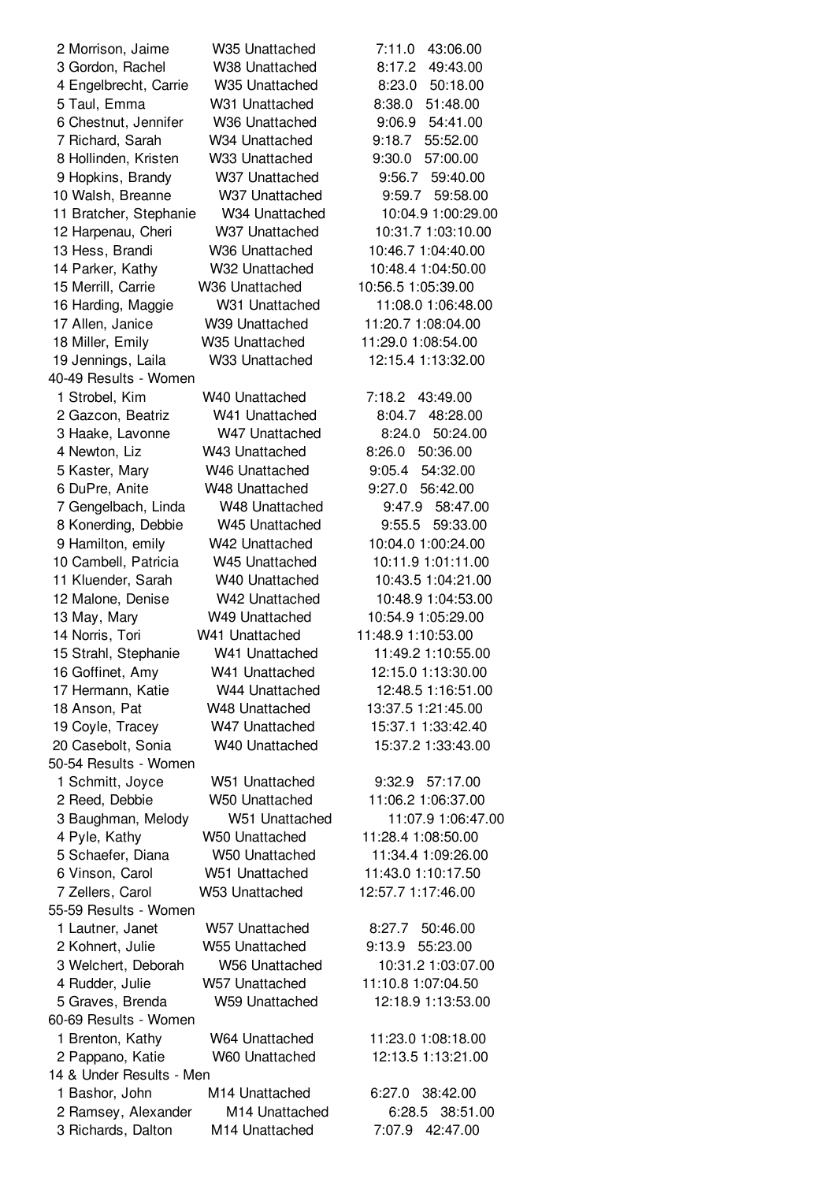| Place | Name | Age/Team | Pace | Time |
|---|---|---|---|---|
| 2 | Morrison, Jaime | W35 Unattached | 7:11.0 | 43:06.00 |
| 3 | Gordon, Rachel | W38 Unattached | 8:17.2 | 49:43.00 |
| 4 | Engelbrecht, Carrie | W35 Unattached | 8:23.0 | 50:18.00 |
| 5 | Taul, Emma | W31 Unattached | 8:38.0 | 51:48.00 |
| 6 | Chestnut, Jennifer | W36 Unattached | 9:06.9 | 54:41.00 |
| 7 | Richard, Sarah | W34 Unattached | 9:18.7 | 55:52.00 |
| 8 | Hollinden, Kristen | W33 Unattached | 9:30.0 | 57:00.00 |
| 9 | Hopkins, Brandy | W37 Unattached | 9:56.7 | 59:40.00 |
| 10 | Walsh, Breanne | W37 Unattached | 9:59.7 | 59:58.00 |
| 11 | Bratcher, Stephanie | W34 Unattached | 10:04.9 | 1:00:29.00 |
| 12 | Harpenau, Cheri | W37 Unattached | 10:31.7 | 1:03:10.00 |
| 13 | Hess, Brandi | W36 Unattached | 10:46.7 | 1:04:40.00 |
| 14 | Parker, Kathy | W32 Unattached | 10:48.4 | 1:04:50.00 |
| 15 | Merrill, Carrie | W36 Unattached | 10:56.5 | 1:05:39.00 |
| 16 | Harding, Maggie | W31 Unattached | 11:08.0 | 1:06:48.00 |
| 17 | Allen, Janice | W39 Unattached | 11:20.7 | 1:08:04.00 |
| 18 | Miller, Emily | W35 Unattached | 11:29.0 | 1:08:54.00 |
| 19 | Jennings, Laila | W33 Unattached | 12:15.4 | 1:13:32.00 |

40-49 Results - Women

| Place | Name | Age/Team | Pace | Time |
|---|---|---|---|---|
| 1 | Strobel, Kim | W40 Unattached | 7:18.2 | 43:49.00 |
| 2 | Gazcon, Beatriz | W41 Unattached | 8:04.7 | 48:28.00 |
| 3 | Haake, Lavonne | W47 Unattached | 8:24.0 | 50:24.00 |
| 4 | Newton, Liz | W43 Unattached | 8:26.0 | 50:36.00 |
| 5 | Kaster, Mary | W46 Unattached | 9:05.4 | 54:32.00 |
| 6 | DuPre, Anite | W48 Unattached | 9:27.0 | 56:42.00 |
| 7 | Gengelbach, Linda | W48 Unattached | 9:47.9 | 58:47.00 |
| 8 | Konerding, Debbie | W45 Unattached | 9:55.5 | 59:33.00 |
| 9 | Hamilton, emily | W42 Unattached | 10:04.0 | 1:00:24.00 |
| 10 | Cambell, Patricia | W45 Unattached | 10:11.9 | 1:01:11.00 |
| 11 | Kluender, Sarah | W40 Unattached | 10:43.5 | 1:04:21.00 |
| 12 | Malone, Denise | W42 Unattached | 10:48.9 | 1:04:53.00 |
| 13 | May, Mary | W49 Unattached | 10:54.9 | 1:05:29.00 |
| 14 | Norris, Tori | W41 Unattached | 11:48.9 | 1:10:53.00 |
| 15 | Strahl, Stephanie | W41 Unattached | 11:49.2 | 1:10:55.00 |
| 16 | Goffinet, Amy | W41 Unattached | 12:15.0 | 1:13:30.00 |
| 17 | Hermann, Katie | W44 Unattached | 12:48.5 | 1:16:51.00 |
| 18 | Anson, Pat | W48 Unattached | 13:37.5 | 1:21:45.00 |
| 19 | Coyle, Tracey | W47 Unattached | 15:37.1 | 1:33:42.40 |
| 20 | Casebolt, Sonia | W40 Unattached | 15:37.2 | 1:33:43.00 |

50-54 Results - Women

| Place | Name | Age/Team | Pace | Time |
|---|---|---|---|---|
| 1 | Schmitt, Joyce | W51 Unattached | 9:32.9 | 57:17.00 |
| 2 | Reed, Debbie | W50 Unattached | 11:06.2 | 1:06:37.00 |
| 3 | Baughman, Melody | W51 Unattached | 11:07.9 | 1:06:47.00 |
| 4 | Pyle, Kathy | W50 Unattached | 11:28.4 | 1:08:50.00 |
| 5 | Schaefer, Diana | W50 Unattached | 11:34.4 | 1:09:26.00 |
| 6 | Vinson, Carol | W51 Unattached | 11:43.0 | 1:10:17.50 |
| 7 | Zellers, Carol | W53 Unattached | 12:57.7 | 1:17:46.00 |

55-59 Results - Women

| Place | Name | Age/Team | Pace | Time |
|---|---|---|---|---|
| 1 | Lautner, Janet | W57 Unattached | 8:27.7 | 50:46.00 |
| 2 | Kohnert, Julie | W55 Unattached | 9:13.9 | 55:23.00 |
| 3 | Welchert, Deborah | W56 Unattached | 10:31.2 | 1:03:07.00 |
| 4 | Rudder, Julie | W57 Unattached | 11:10.8 | 1:07:04.50 |
| 5 | Graves, Brenda | W59 Unattached | 12:18.9 | 1:13:53.00 |

60-69 Results - Women

| Place | Name | Age/Team | Pace | Time |
|---|---|---|---|---|
| 1 | Brenton, Kathy | W64 Unattached | 11:23.0 | 1:08:18.00 |
| 2 | Pappano, Katie | W60 Unattached | 12:13.5 | 1:13:21.00 |

14 & Under Results - Men

| Place | Name | Age/Team | Pace | Time |
|---|---|---|---|---|
| 1 | Bashor, John | M14 Unattached | 6:27.0 | 38:42.00 |
| 2 | Ramsey, Alexander | M14 Unattached | 6:28.5 | 38:51.00 |
| 3 | Richards, Dalton | M14 Unattached | 7:07.9 | 42:47.00 |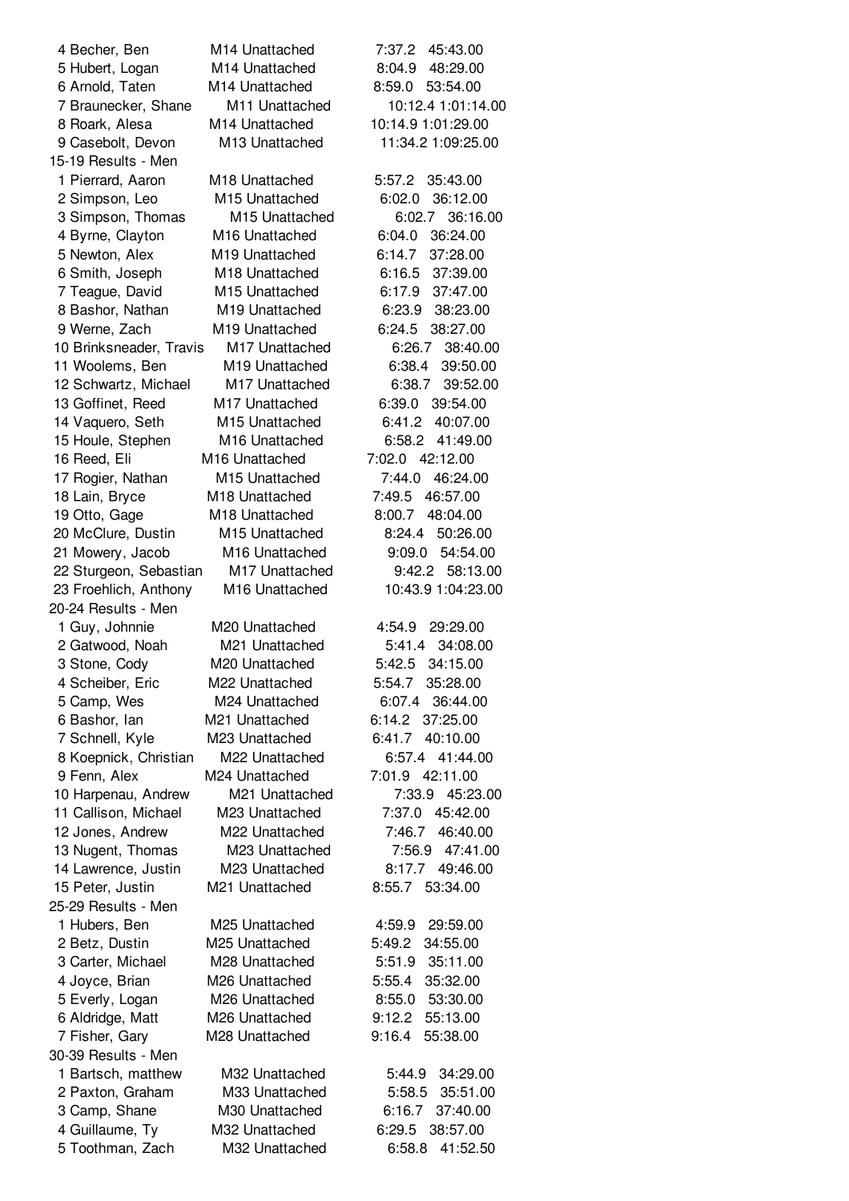| Place | Name | Division | Team | Pace | Time |
|---|---|---|---|---|---|
| 4 | Becher, Ben | M14 | Unattached | 7:37.2 | 45:43.00 |
| 5 | Hubert, Logan | M14 | Unattached | 8:04.9 | 48:29.00 |
| 6 | Arnold, Taten | M14 | Unattached | 8:59.0 | 53:54.00 |
| 7 | Braunecker, Shane | M11 | Unattached | 10:12.4 | 1:01:14.00 |
| 8 | Roark, Alesa | M14 | Unattached | 10:14.9 | 1:01:29.00 |
| 9 | Casebolt, Devon | M13 | Unattached | 11:34.2 | 1:09:25.00 |

15-19 Results - Men

| Place | Name | Division | Team | Pace | Time |
|---|---|---|---|---|---|
| 1 | Pierrard, Aaron | M18 | Unattached | 5:57.2 | 35:43.00 |
| 2 | Simpson, Leo | M15 | Unattached | 6:02.0 | 36:12.00 |
| 3 | Simpson, Thomas | M15 | Unattached | 6:02.7 | 36:16.00 |
| 4 | Byrne, Clayton | M16 | Unattached | 6:04.0 | 36:24.00 |
| 5 | Newton, Alex | M19 | Unattached | 6:14.7 | 37:28.00 |
| 6 | Smith, Joseph | M18 | Unattached | 6:16.5 | 37:39.00 |
| 7 | Teague, David | M15 | Unattached | 6:17.9 | 37:47.00 |
| 8 | Bashor, Nathan | M19 | Unattached | 6:23.9 | 38:23.00 |
| 9 | Werne, Zach | M19 | Unattached | 6:24.5 | 38:27.00 |
| 10 | Brinksneader, Travis | M17 | Unattached | 6:26.7 | 38:40.00 |
| 11 | Woolems, Ben | M19 | Unattached | 6:38.4 | 39:50.00 |
| 12 | Schwartz, Michael | M17 | Unattached | 6:38.7 | 39:52.00 |
| 13 | Goffinet, Reed | M17 | Unattached | 6:39.0 | 39:54.00 |
| 14 | Vaquero, Seth | M15 | Unattached | 6:41.2 | 40:07.00 |
| 15 | Houle, Stephen | M16 | Unattached | 6:58.2 | 41:49.00 |
| 16 | Reed, Eli | M16 | Unattached | 7:02.0 | 42:12.00 |
| 17 | Rogier, Nathan | M15 | Unattached | 7:44.0 | 46:24.00 |
| 18 | Lain, Bryce | M18 | Unattached | 7:49.5 | 46:57.00 |
| 19 | Otto, Gage | M18 | Unattached | 8:00.7 | 48:04.00 |
| 20 | McClure, Dustin | M15 | Unattached | 8:24.4 | 50:26.00 |
| 21 | Mowery, Jacob | M16 | Unattached | 9:09.0 | 54:54.00 |
| 22 | Sturgeon, Sebastian | M17 | Unattached | 9:42.2 | 58:13.00 |
| 23 | Froehlich, Anthony | M16 | Unattached | 10:43.9 | 1:04:23.00 |

20-24 Results - Men

| Place | Name | Division | Team | Pace | Time |
|---|---|---|---|---|---|
| 1 | Guy, Johnnie | M20 | Unattached | 4:54.9 | 29:29.00 |
| 2 | Gatwood, Noah | M21 | Unattached | 5:41.4 | 34:08.00 |
| 3 | Stone, Cody | M20 | Unattached | 5:42.5 | 34:15.00 |
| 4 | Scheiber, Eric | M22 | Unattached | 5:54.7 | 35:28.00 |
| 5 | Camp, Wes | M24 | Unattached | 6:07.4 | 36:44.00 |
| 6 | Bashor, Ian | M21 | Unattached | 6:14.2 | 37:25.00 |
| 7 | Schnell, Kyle | M23 | Unattached | 6:41.7 | 40:10.00 |
| 8 | Koepnick, Christian | M22 | Unattached | 6:57.4 | 41:44.00 |
| 9 | Fenn, Alex | M24 | Unattached | 7:01.9 | 42:11.00 |
| 10 | Harpenau, Andrew | M21 | Unattached | 7:33.9 | 45:23.00 |
| 11 | Callison, Michael | M23 | Unattached | 7:37.0 | 45:42.00 |
| 12 | Jones, Andrew | M22 | Unattached | 7:46.7 | 46:40.00 |
| 13 | Nugent, Thomas | M23 | Unattached | 7:56.9 | 47:41.00 |
| 14 | Lawrence, Justin | M23 | Unattached | 8:17.7 | 49:46.00 |
| 15 | Peter, Justin | M21 | Unattached | 8:55.7 | 53:34.00 |

25-29 Results - Men

| Place | Name | Division | Team | Pace | Time |
|---|---|---|---|---|---|
| 1 | Hubers, Ben | M25 | Unattached | 4:59.9 | 29:59.00 |
| 2 | Betz, Dustin | M25 | Unattached | 5:49.2 | 34:55.00 |
| 3 | Carter, Michael | M28 | Unattached | 5:51.9 | 35:11.00 |
| 4 | Joyce, Brian | M26 | Unattached | 5:55.4 | 35:32.00 |
| 5 | Everly, Logan | M26 | Unattached | 8:55.0 | 53:30.00 |
| 6 | Aldridge, Matt | M26 | Unattached | 9:12.2 | 55:13.00 |
| 7 | Fisher, Gary | M28 | Unattached | 9:16.4 | 55:38.00 |

30-39 Results - Men

| Place | Name | Division | Team | Pace | Time |
|---|---|---|---|---|---|
| 1 | Bartsch, matthew | M32 | Unattached | 5:44.9 | 34:29.00 |
| 2 | Paxton, Graham | M33 | Unattached | 5:58.5 | 35:51.00 |
| 3 | Camp, Shane | M30 | Unattached | 6:16.7 | 37:40.00 |
| 4 | Guillaume, Ty | M32 | Unattached | 6:29.5 | 38:57.00 |
| 5 | Toothman, Zach | M32 | Unattached | 6:58.8 | 41:52.50 |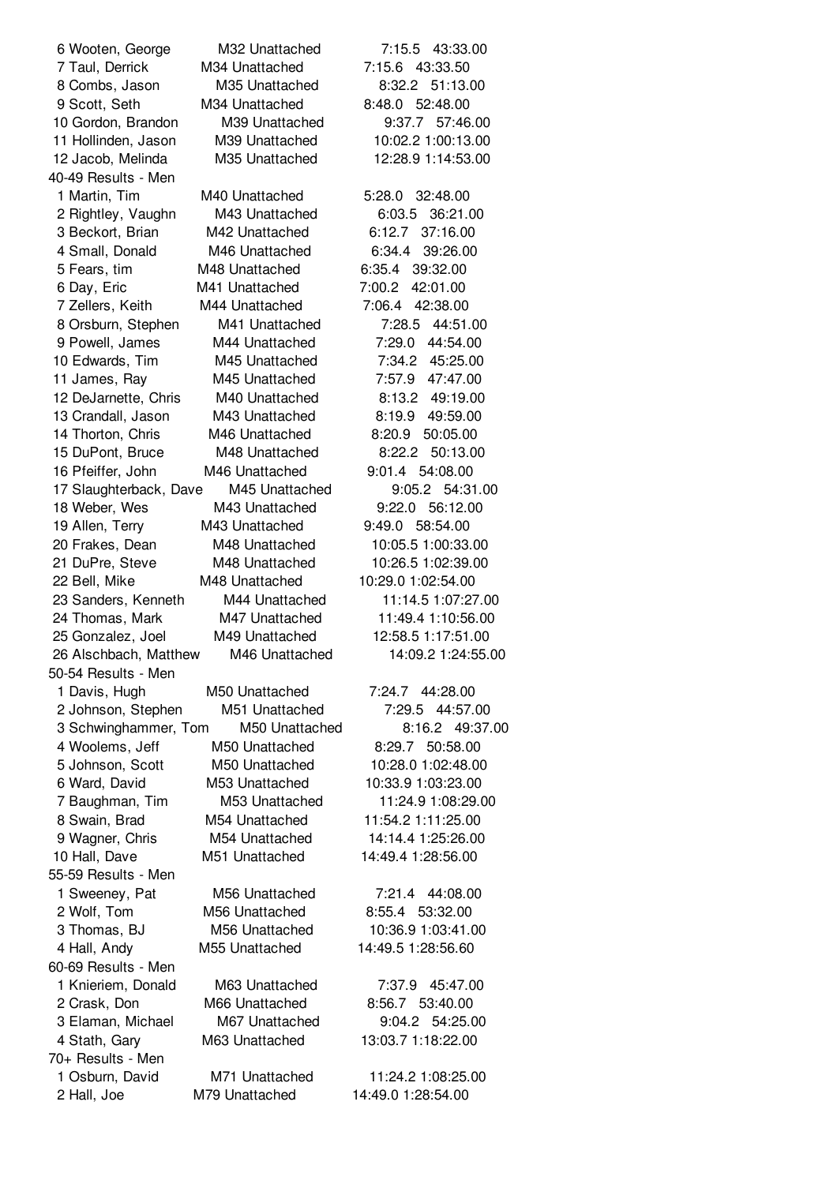| | | | | |
|---|---|---|---|---|
| 6 | Wooten, George | M32 Unattached | 7:15.5 | 43:33.00 |
| 7 | Taul, Derrick | M34 Unattached | 7:15.6 | 43:33.50 |
| 8 | Combs, Jason | M35 Unattached | 8:32.2 | 51:13.00 |
| 9 | Scott, Seth | M34 Unattached | 8:48.0 | 52:48.00 |
| 10 | Gordon, Brandon | M39 Unattached | 9:37.7 | 57:46.00 |
| 11 | Hollinden, Jason | M39 Unattached | 10:02.2 | 1:00:13.00 |
| 12 | Jacob, Melinda | M35 Unattached | 12:28.9 | 1:14:53.00 |

40-49 Results - Men

| | | | | |
|---|---|---|---|---|
| 1 | Martin, Tim | M40 Unattached | 5:28.0 | 32:48.00 |
| 2 | Rightley, Vaughn | M43 Unattached | 6:03.5 | 36:21.00 |
| 3 | Beckort, Brian | M42 Unattached | 6:12.7 | 37:16.00 |
| 4 | Small, Donald | M46 Unattached | 6:34.4 | 39:26.00 |
| 5 | Fears, tim | M48 Unattached | 6:35.4 | 39:32.00 |
| 6 | Day, Eric | M41 Unattached | 7:00.2 | 42:01.00 |
| 7 | Zellers, Keith | M44 Unattached | 7:06.4 | 42:38.00 |
| 8 | Orsburn, Stephen | M41 Unattached | 7:28.5 | 44:51.00 |
| 9 | Powell, James | M44 Unattached | 7:29.0 | 44:54.00 |
| 10 | Edwards, Tim | M45 Unattached | 7:34.2 | 45:25.00 |
| 11 | James, Ray | M45 Unattached | 7:57.9 | 47:47.00 |
| 12 | DeJarnette, Chris | M40 Unattached | 8:13.2 | 49:19.00 |
| 13 | Crandall, Jason | M43 Unattached | 8:19.9 | 49:59.00 |
| 14 | Thorton, Chris | M46 Unattached | 8:20.9 | 50:05.00 |
| 15 | DuPont, Bruce | M48 Unattached | 8:22.2 | 50:13.00 |
| 16 | Pfeiffer, John | M46 Unattached | 9:01.4 | 54:08.00 |
| 17 | Slaughterback, Dave | M45 Unattached | 9:05.2 | 54:31.00 |
| 18 | Weber, Wes | M43 Unattached | 9:22.0 | 56:12.00 |
| 19 | Allen, Terry | M43 Unattached | 9:49.0 | 58:54.00 |
| 20 | Frakes, Dean | M48 Unattached | 10:05.5 | 1:00:33.00 |
| 21 | DuPre, Steve | M48 Unattached | 10:26.5 | 1:02:39.00 |
| 22 | Bell, Mike | M48 Unattached | 10:29.0 | 1:02:54.00 |
| 23 | Sanders, Kenneth | M44 Unattached | 11:14.5 | 1:07:27.00 |
| 24 | Thomas, Mark | M47 Unattached | 11:49.4 | 1:10:56.00 |
| 25 | Gonzalez, Joel | M49 Unattached | 12:58.5 | 1:17:51.00 |
| 26 | Alschbach, Matthew | M46 Unattached | 14:09.2 | 1:24:55.00 |

50-54 Results - Men

| | | | | |
|---|---|---|---|---|
| 1 | Davis, Hugh | M50 Unattached | 7:24.7 | 44:28.00 |
| 2 | Johnson, Stephen | M51 Unattached | 7:29.5 | 44:57.00 |
| 3 | Schwinghammer, Tom | M50 Unattached | 8:16.2 | 49:37.00 |
| 4 | Woolems, Jeff | M50 Unattached | 8:29.7 | 50:58.00 |
| 5 | Johnson, Scott | M50 Unattached | 10:28.0 | 1:02:48.00 |
| 6 | Ward, David | M53 Unattached | 10:33.9 | 1:03:23.00 |
| 7 | Baughman, Tim | M53 Unattached | 11:24.9 | 1:08:29.00 |
| 8 | Swain, Brad | M54 Unattached | 11:54.2 | 1:11:25.00 |
| 9 | Wagner, Chris | M54 Unattached | 14:14.4 | 1:25:26.00 |
| 10 | Hall, Dave | M51 Unattached | 14:49.4 | 1:28:56.00 |

55-59 Results - Men

| | | | | |
|---|---|---|---|---|
| 1 | Sweeney, Pat | M56 Unattached | 7:21.4 | 44:08.00 |
| 2 | Wolf, Tom | M56 Unattached | 8:55.4 | 53:32.00 |
| 3 | Thomas, BJ | M56 Unattached | 10:36.9 | 1:03:41.00 |
| 4 | Hall, Andy | M55 Unattached | 14:49.5 | 1:28:56.60 |

60-69 Results - Men

| | | | | |
|---|---|---|---|---|
| 1 | Knieriem, Donald | M63 Unattached | 7:37.9 | 45:47.00 |
| 2 | Crask, Don | M66 Unattached | 8:56.7 | 53:40.00 |
| 3 | Elaman, Michael | M67 Unattached | 9:04.2 | 54:25.00 |
| 4 | Stath, Gary | M63 Unattached | 13:03.7 | 1:18:22.00 |

70+ Results - Men

| | | | | |
|---|---|---|---|---|
| 1 | Osburn, David | M71 Unattached | 11:24.2 | 1:08:25.00 |
| 2 | Hall, Joe | M79 Unattached | 14:49.0 | 1:28:54.00 |